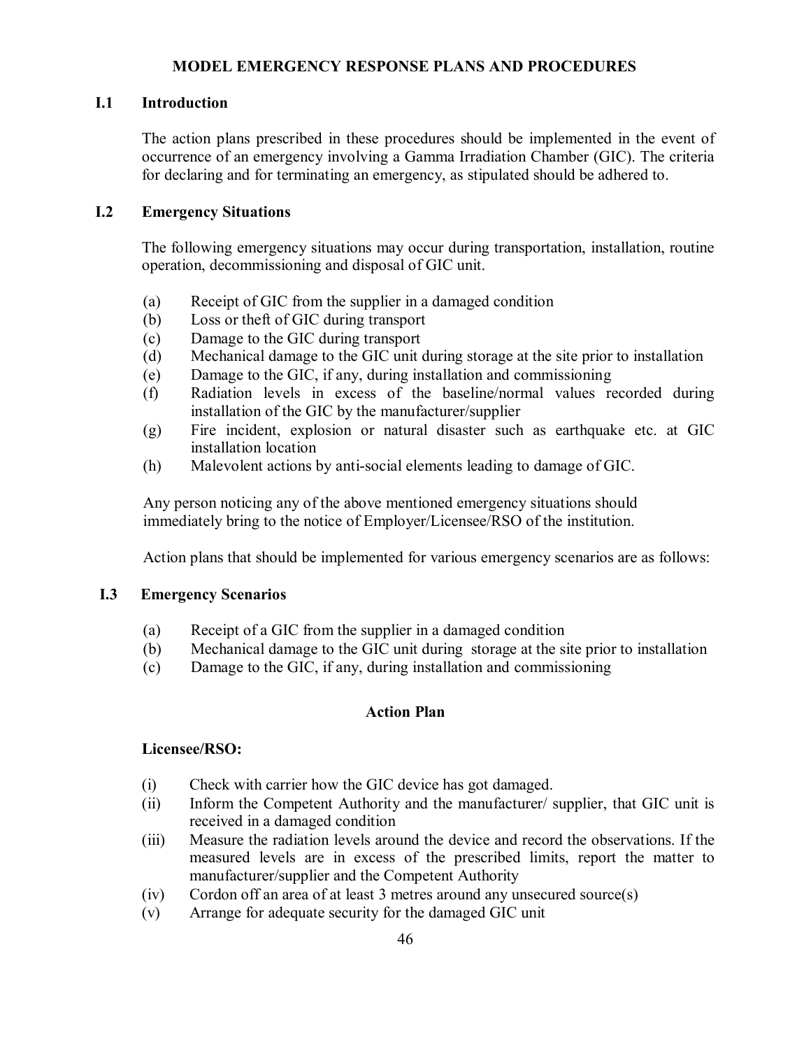# MODEL EMERGENCY RESPONSE PLANS AND PROCEDURES

## I.1 Introduction

The action plans prescribed in these procedures should be implemented in the event of occurrence of an emergency involving a Gamma Irradiation Chamber (GIC). The criteria for declaring and for terminating an emergency, as stipulated should be adhered to.

## I.2 Emergency Situations

The following emergency situations may occur during transportation, installation, routine operation, decommissioning and disposal of GIC unit.

(a) Receipt of GIC from the supplier in a damaged condition
(b) Loss or theft of GIC during transport
(c) Damage to the GIC during transport
(d) Mechanical damage to the GIC unit during storage at the site prior to installation
(e) Damage to the GIC, if any, during installation and commissioning
(f) Radiation levels in excess of the baseline/normal values recorded during installation of the GIC by the manufacturer/supplier
(g) Fire incident, explosion or natural disaster such as earthquake etc. at GIC installation location
(h) Malevolent actions by anti-social elements leading to damage of GIC.

Any person noticing any of the above mentioned emergency situations should immediately bring to the notice of Employer/Licensee/RSO of the institution.

Action plans that should be implemented for various emergency scenarios are as follows:

## I.3 Emergency Scenarios

(a) Receipt of a GIC from the supplier in a damaged condition
(b) Mechanical damage to the GIC unit during storage at the site prior to installation
(c) Damage to the GIC, if any, during installation and commissioning

### Action Plan

**Licensee/RSO:**

(i) Check with carrier how the GIC device has got damaged.
(ii) Inform the Competent Authority and the manufacturer/ supplier, that GIC unit is received in a damaged condition
(iii) Measure the radiation levels around the device and record the observations. If the measured levels are in excess of the prescribed limits, report the matter to manufacturer/supplier and the Competent Authority
(iv) Cordon off an area of at least 3 metres around any unsecured source(s)
(v) Arrange for adequate security for the damaged GIC unit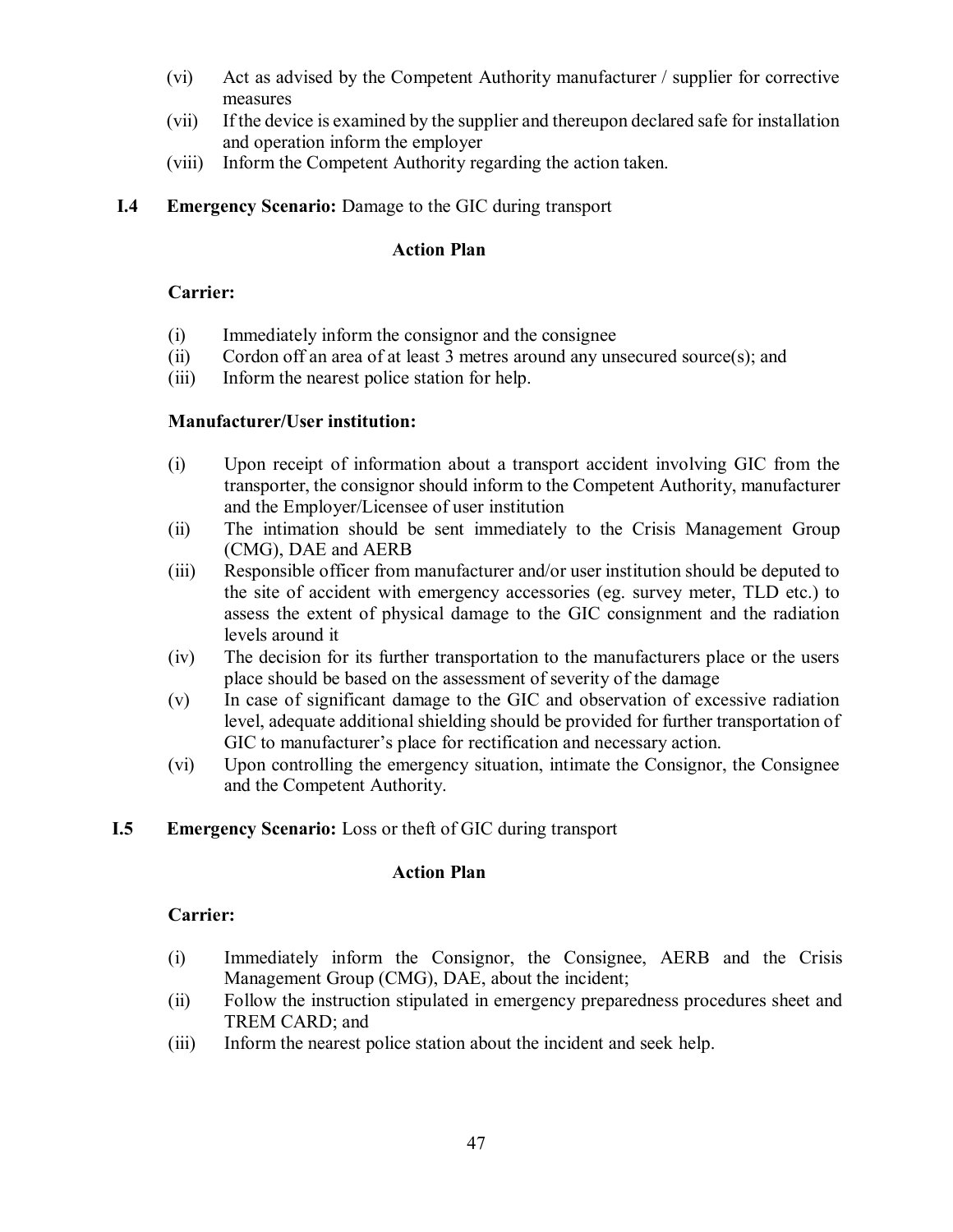(vi) Act as advised by the Competent Authority manufacturer / supplier for corrective measures

(vii) If the device is examined by the supplier and thereupon declared safe for installation and operation inform the employer

(viii) Inform the Competent Authority regarding the action taken.

**I.4 Emergency Scenario:** Damage to the GIC during transport

**Action Plan**

**Carrier:**

(i) Immediately inform the consignor and the consignee

(ii) Cordon off an area of at least 3 metres around any unsecured source(s); and

(iii) Inform the nearest police station for help.

**Manufacturer/User institution:**

(i) Upon receipt of information about a transport accident involving GIC from the transporter, the consignor should inform to the Competent Authority, manufacturer and the Employer/Licensee of user institution

(ii) The intimation should be sent immediately to the Crisis Management Group (CMG), DAE and AERB

(iii) Responsible officer from manufacturer and/or user institution should be deputed to the site of accident with emergency accessories (eg. survey meter, TLD etc.) to assess the extent of physical damage to the GIC consignment and the radiation levels around it

(iv) The decision for its further transportation to the manufacturers place or the users place should be based on the assessment of severity of the damage

(v) In case of significant damage to the GIC and observation of excessive radiation level, adequate additional shielding should be provided for further transportation of GIC to manufacturer's place for rectification and necessary action.

(vi) Upon controlling the emergency situation, intimate the Consignor, the Consignee and the Competent Authority.

**I.5 Emergency Scenario:** Loss or theft of GIC during transport

**Action Plan**

**Carrier:**

(i) Immediately inform the Consignor, the Consignee, AERB and the Crisis Management Group (CMG), DAE, about the incident;

(ii) Follow the instruction stipulated in emergency preparedness procedures sheet and TREM CARD; and

(iii) Inform the nearest police station about the incident and seek help.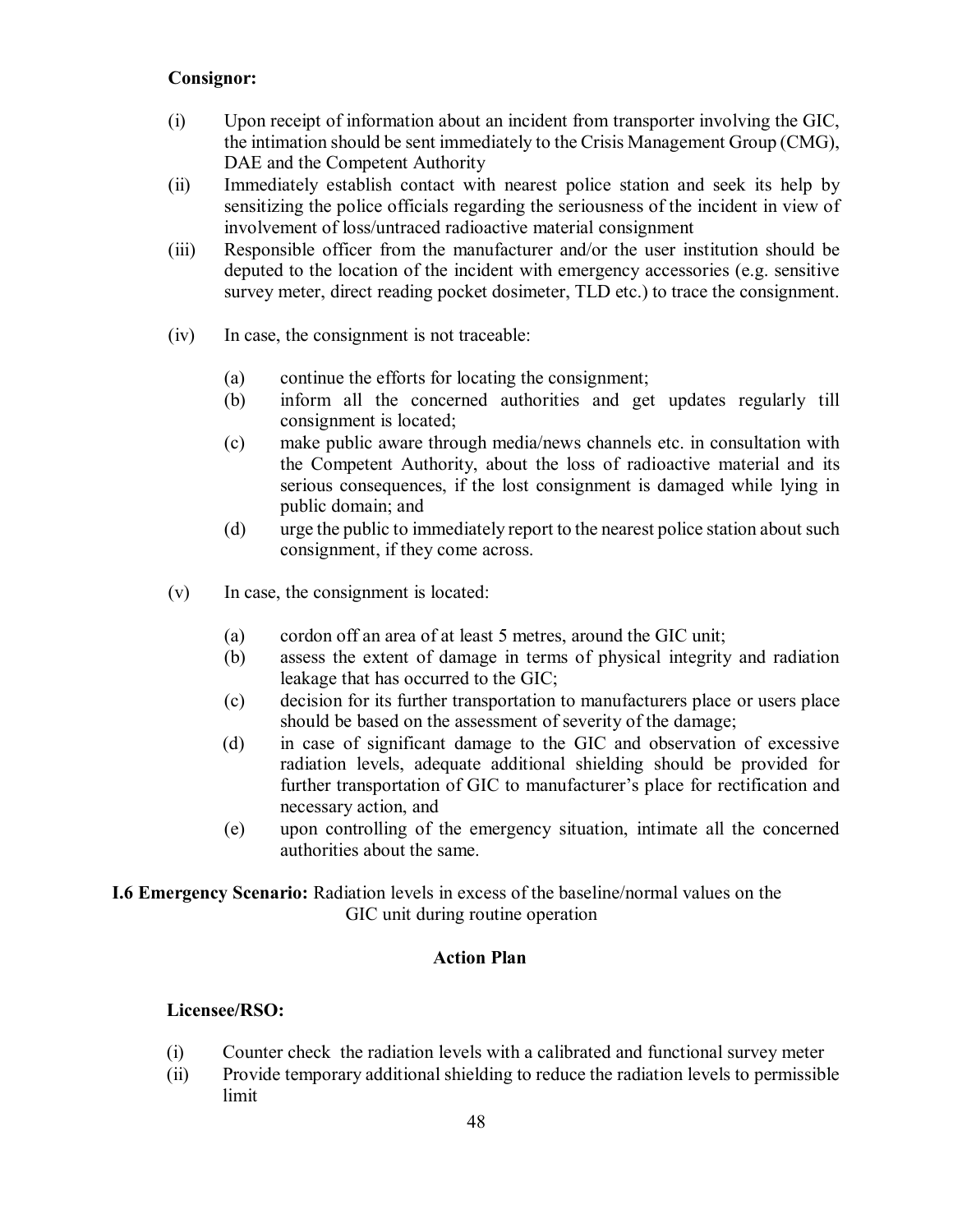**Consignor:**

(i) Upon receipt of information about an incident from transporter involving the GIC, the intimation should be sent immediately to the Crisis Management Group (CMG), DAE and the Competent Authority

(ii) Immediately establish contact with nearest police station and seek its help by sensitizing the police officials regarding the seriousness of the incident in view of involvement of loss/untraced radioactive material consignment

(iii) Responsible officer from the manufacturer and/or the user institution should be deputed to the location of the incident with emergency accessories (e.g. sensitive survey meter, direct reading pocket dosimeter, TLD etc.) to trace the consignment.

(iv) In case, the consignment is not traceable:

   (a) continue the efforts for locating the consignment;
   (b) inform all the concerned authorities and get updates regularly till consignment is located;
   (c) make public aware through media/news channels etc. in consultation with the Competent Authority, about the loss of radioactive material and its serious consequences, if the lost consignment is damaged while lying in public domain; and
   (d) urge the public to immediately report to the nearest police station about such consignment, if they come across.

(v) In case, the consignment is located:

   (a) cordon off an area of at least 5 metres, around the GIC unit;
   (b) assess the extent of damage in terms of physical integrity and radiation leakage that has occurred to the GIC;
   (c) decision for its further transportation to manufacturers place or users place should be based on the assessment of severity of the damage;
   (d) in case of significant damage to the GIC and observation of excessive radiation levels, adequate additional shielding should be provided for further transportation of GIC to manufacturer's place for rectification and necessary action, and
   (e) upon controlling of the emergency situation, intimate all the concerned authorities about the same.

**I.6 Emergency Scenario:** Radiation levels in excess of the baseline/normal values on the GIC unit during routine operation

**Action Plan**

**Licensee/RSO:**

(i) Counter check the radiation levels with a calibrated and functional survey meter

(ii) Provide temporary additional shielding to reduce the radiation levels to permissible limit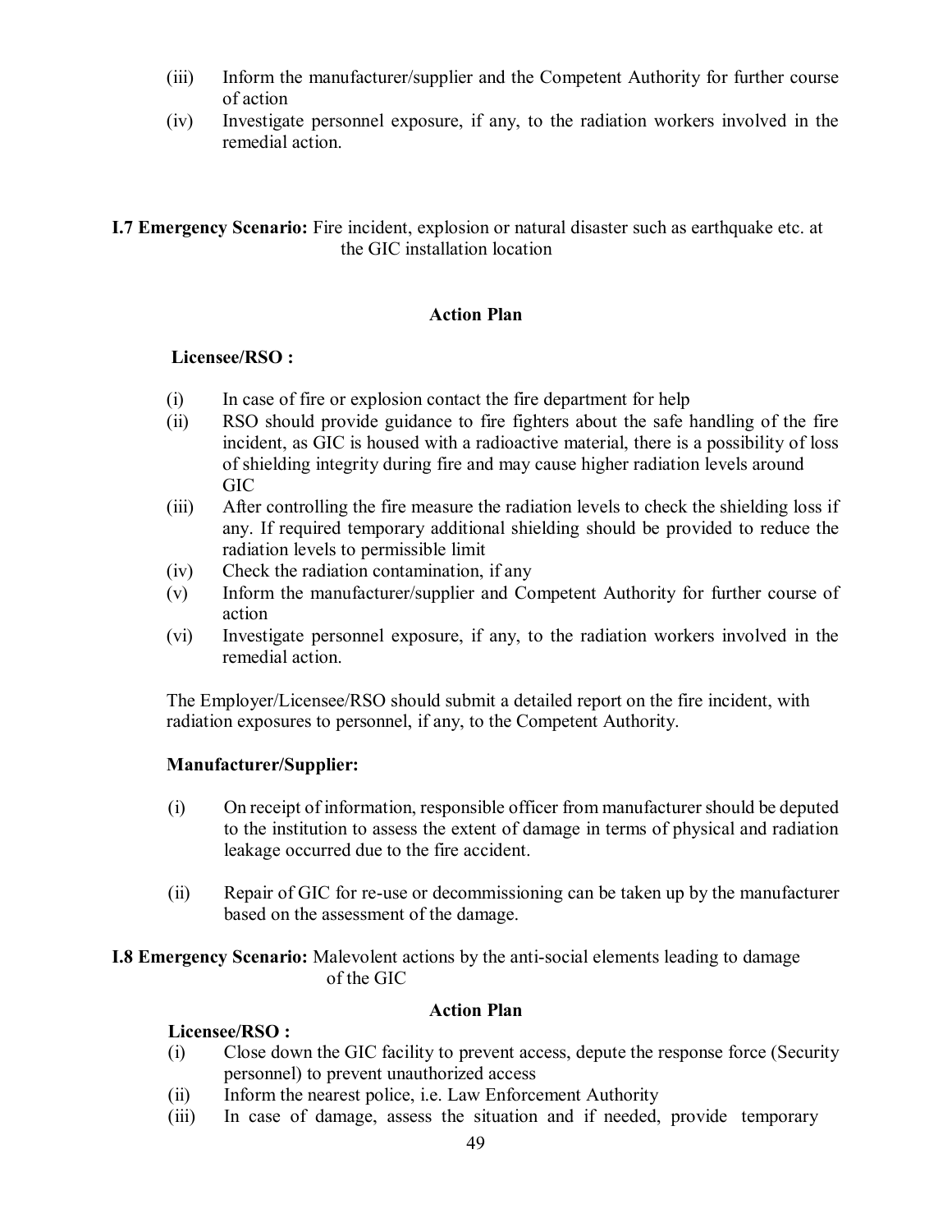(iii) Inform the manufacturer/supplier and the Competent Authority for further course of action

(iv) Investigate personnel exposure, if any, to the radiation workers involved in the remedial action.

**I.7 Emergency Scenario:** Fire incident, explosion or natural disaster such as earthquake etc. at the GIC installation location

**Action Plan**

**Licensee/RSO :**

(i) In case of fire or explosion contact the fire department for help

(ii) RSO should provide guidance to fire fighters about the safe handling of the fire incident, as GIC is housed with a radioactive material, there is a possibility of loss of shielding integrity during fire and may cause higher radiation levels around GIC

(iii) After controlling the fire measure the radiation levels to check the shielding loss if any. If required temporary additional shielding should be provided to reduce the radiation levels to permissible limit

(iv) Check the radiation contamination, if any

(v) Inform the manufacturer/supplier and Competent Authority for further course of action

(vi) Investigate personnel exposure, if any, to the radiation workers involved in the remedial action.

The Employer/Licensee/RSO should submit a detailed report on the fire incident, with radiation exposures to personnel, if any, to the Competent Authority.

**Manufacturer/Supplier:**

(i) On receipt of information, responsible officer from manufacturer should be deputed to the institution to assess the extent of damage in terms of physical and radiation leakage occurred due to the fire accident.

(ii) Repair of GIC for re-use or decommissioning can be taken up by the manufacturer based on the assessment of the damage.

**I.8 Emergency Scenario:** Malevolent actions by the anti-social elements leading to damage of the GIC

**Action Plan**

**Licensee/RSO :**

(i) Close down the GIC facility to prevent access, depute the response force (Security personnel) to prevent unauthorized access

(ii) Inform the nearest police, i.e. Law Enforcement Authority

(iii) In case of damage, assess the situation and if needed, provide temporary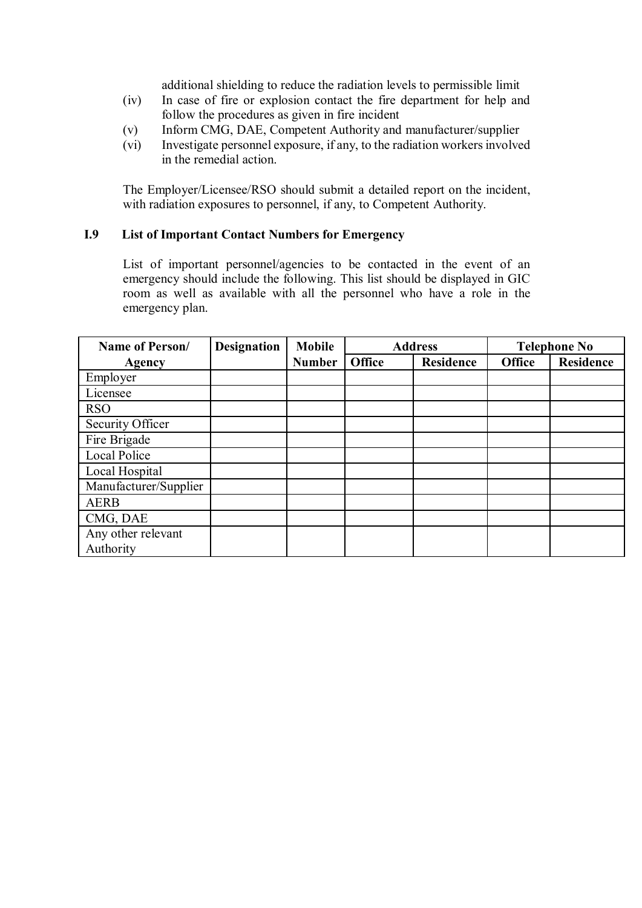additional shielding to reduce the radiation levels to permissible limit

(iv) In case of fire or explosion contact the fire department for help and follow the procedures as given in fire incident

(v) Inform CMG, DAE, Competent Authority and manufacturer/supplier

(vi) Investigate personnel exposure, if any, to the radiation workers involved in the remedial action.

The Employer/Licensee/RSO should submit a detailed report on the incident, with radiation exposures to personnel, if any, to Competent Authority.

### I.9 List of Important Contact Numbers for Emergency

List of important personnel/agencies to be contacted in the event of an emergency should include the following. This list should be displayed in GIC room as well as available with all the personnel who have a role in the emergency plan.

| **Name of Person/ Agency** | **Designation** | **Mobile Number** | **Address** | | **Telephone No** | |
|---|---|---|---|---|---|---|
| | | | **Office** | **Residence** | **Office** | **Residence** |
| Employer | | | | | | |
| Licensee | | | | | | |
| RSO | | | | | | |
| Security Officer | | | | | | |
| Fire Brigade | | | | | | |
| Local Police | | | | | | |
| Local Hospital | | | | | | |
| Manufacturer/Supplier | | | | | | |
| AERB | | | | | | |
| CMG, DAE | | | | | | |
| Any other relevant Authority | | | | | | |